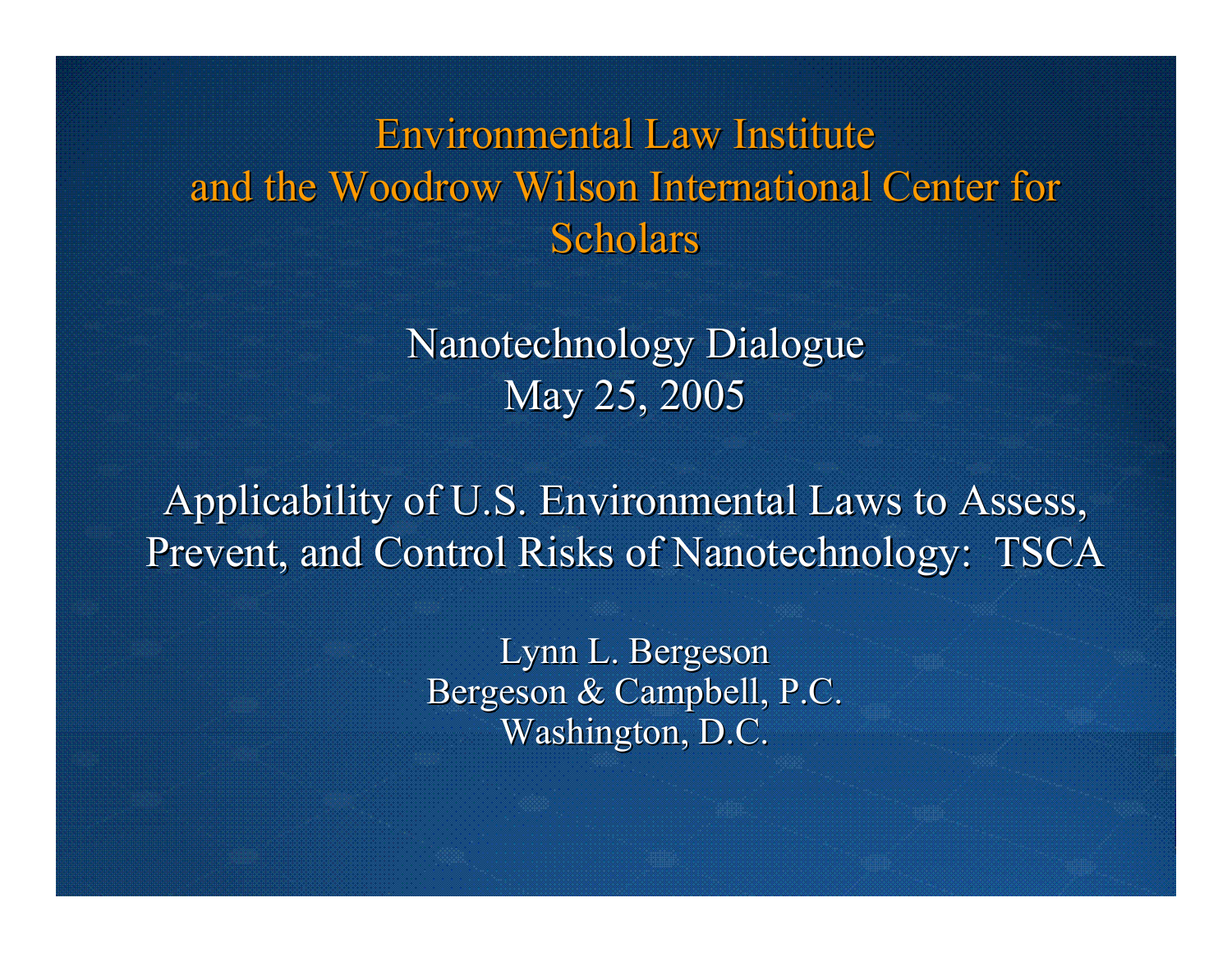# Environmental Law Institute and the Woodrow Wilson International Center for Scholars

## Nanotechnology Dialogue
May 25, 2005

## Applicability of U.S. Environmental Laws to Assess, Prevent, and Control Risks of Nanotechnology: TSCA

Lynn L. Bergeson
Bergeson & Campbell, P.C.
Washington, D.C.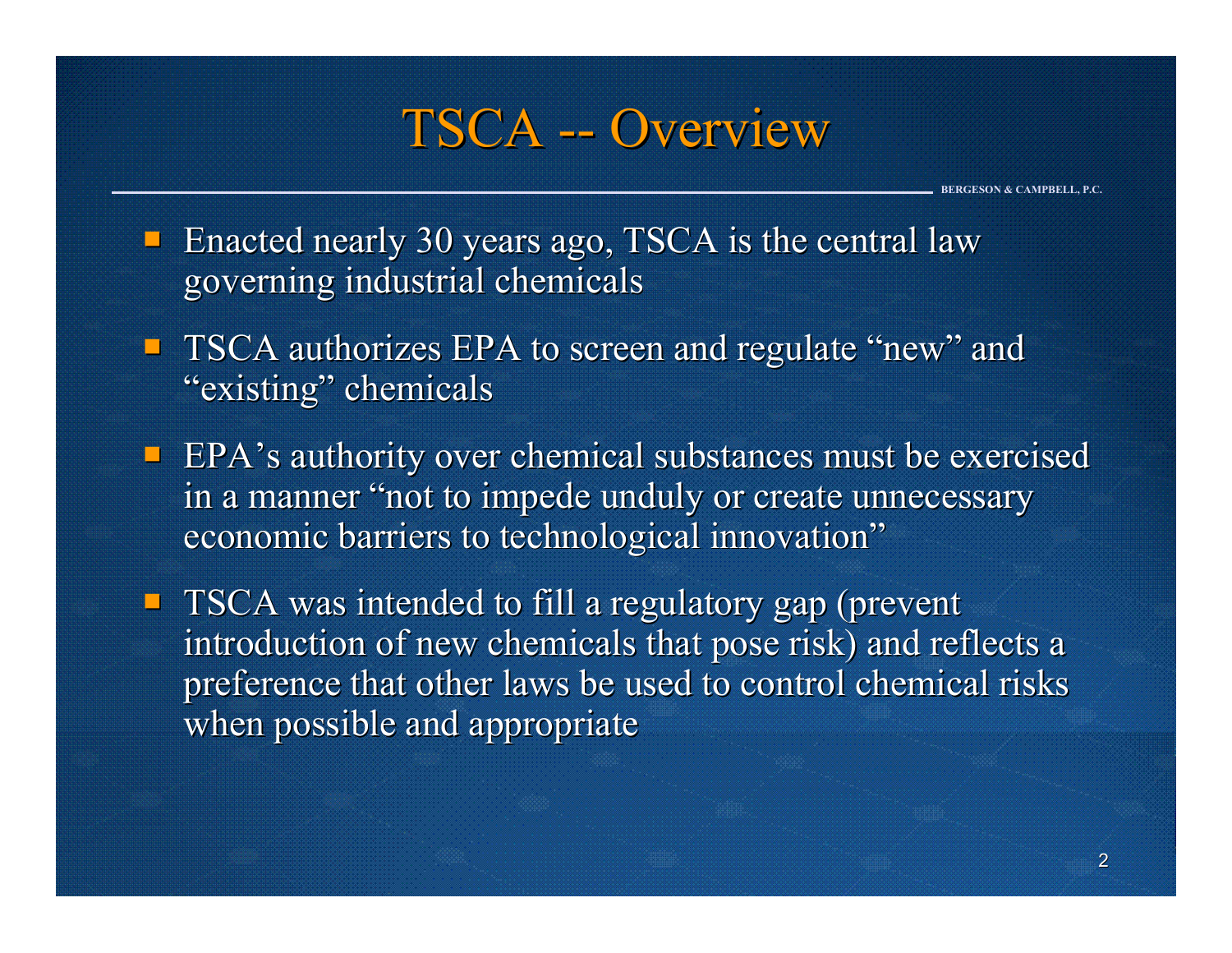# TSCA -- Overview

- Enacted nearly 30 years ago, TSCA is the central law governing industrial chemicals
- TSCA authorizes EPA to screen and regulate "new" and "existing" chemicals
- EPA's authority over chemical substances must be exercised in a manner "not to impede unduly or create unnecessary economic barriers to technological innovation"
- TSCA was intended to fill a regulatory gap (prevent introduction of new chemicals that pose risk) and reflects a preference that other laws be used to control chemical risks when possible and appropriate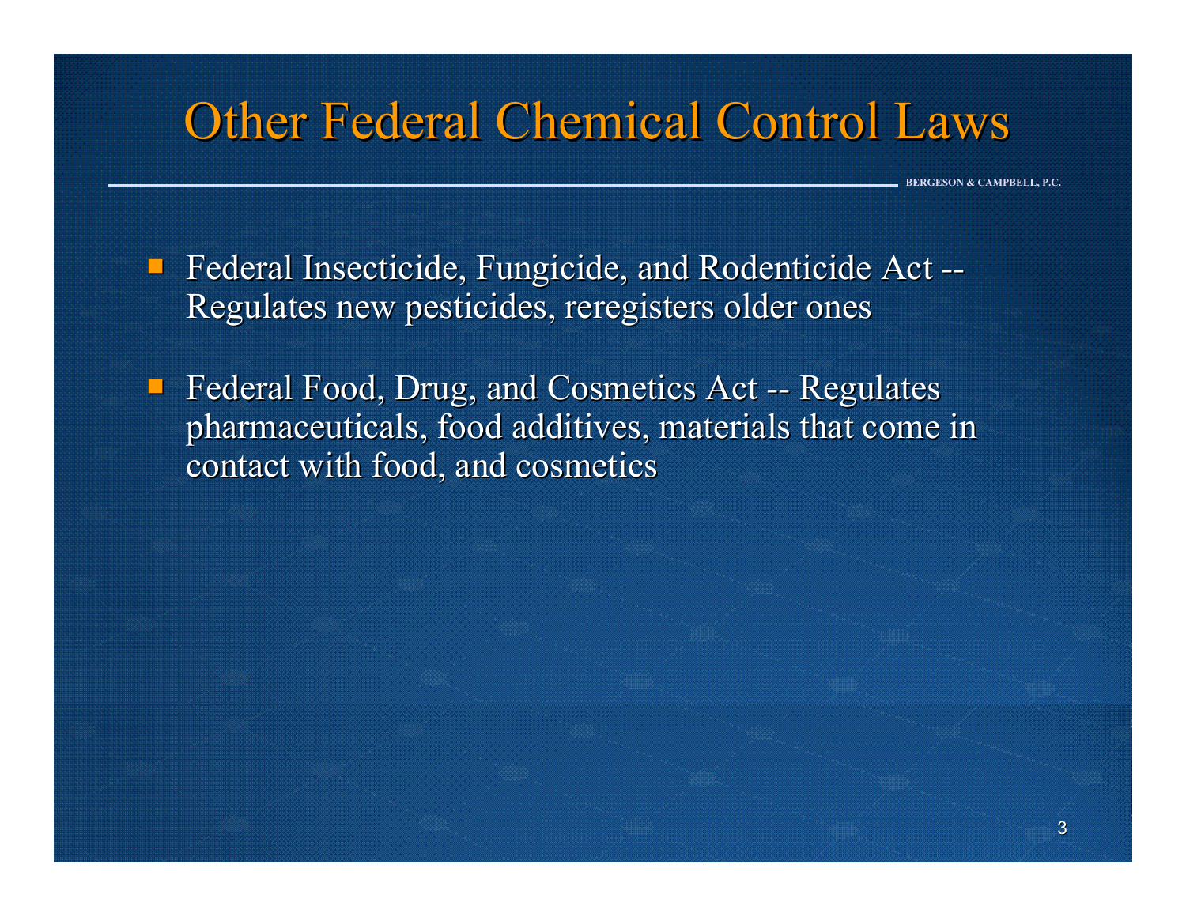# Other Federal Chemical Control Laws

- Federal Insecticide, Fungicide, and Rodenticide Act -- Regulates new pesticides, reregisters older ones
- Federal Food, Drug, and Cosmetics Act -- Regulates pharmaceuticals, food additives, materials that come in contact with food, and cosmetics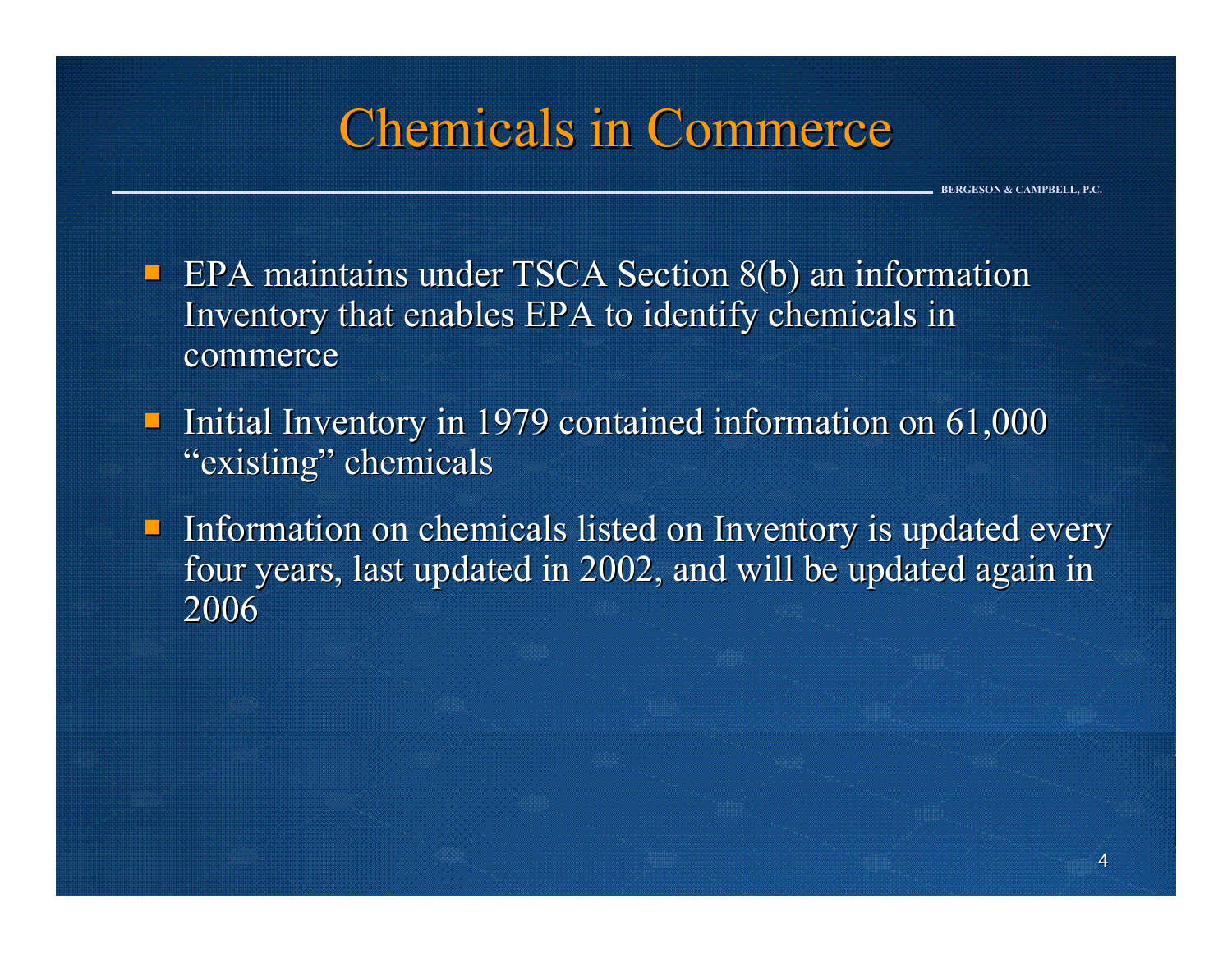# Chemicals in Commerce

- EPA maintains under TSCA Section 8(b) an information Inventory that enables EPA to identify chemicals in commerce
- Initial Inventory in 1979 contained information on 61,000 "existing" chemicals
- Information on chemicals listed on Inventory is updated every four years, last updated in 2002, and will be updated again in 2006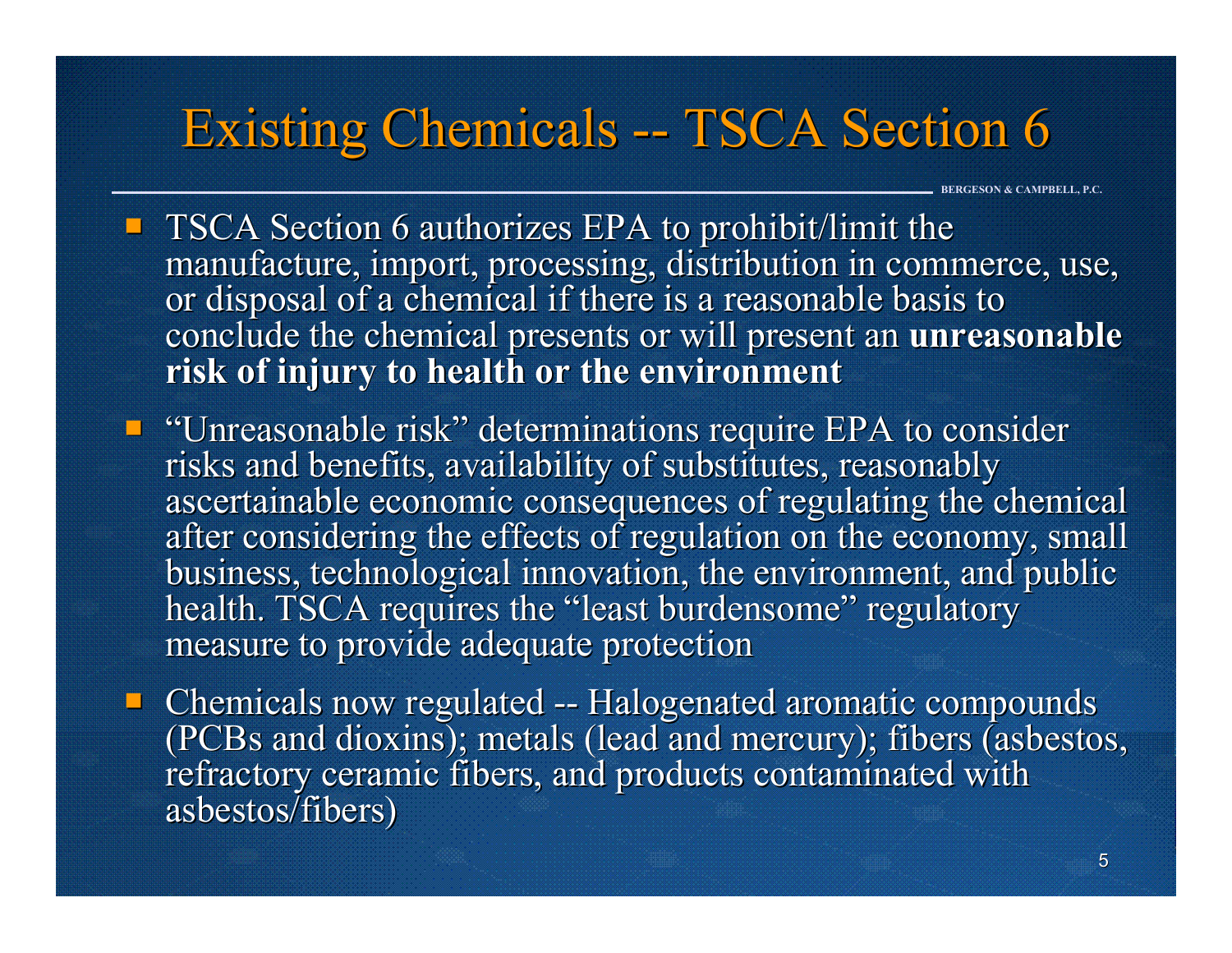# Existing Chemicals -- TSCA Section 6

BERGESON & CAMPBELL, P.C.

- TSCA Section 6 authorizes EPA to prohibit/limit the manufacture, import, processing, distribution in commerce, use, or disposal of a chemical if there is a reasonable basis to conclude the chemical presents or will present an **unreasonable risk of injury to health or the environment**
- "Unreasonable risk" determinations require EPA to consider risks and benefits, availability of substitutes, reasonably ascertainable economic consequences of regulating the chemical after considering the effects of regulation on the economy, small business, technological innovation, the environment, and public health. TSCA requires the "least burdensome" regulatory measure to provide adequate protection
- Chemicals now regulated -- Halogenated aromatic compounds (PCBs and dioxins); metals (lead and mercury); fibers (asbestos, refractory ceramic fibers, and products contaminated with asbestos/fibers)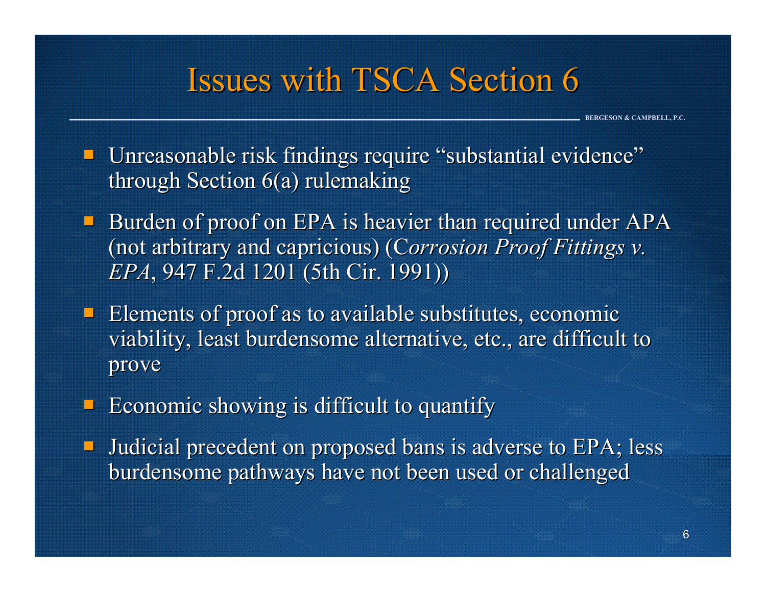# Issues with TSCA Section 6

- Unreasonable risk findings require "substantial evidence" through Section 6(a) rulemaking
- Burden of proof on EPA is heavier than required under APA (not arbitrary and capricious) (*Corrosion Proof Fittings v. EPA*, 947 F.2d 1201 (5th Cir. 1991))
- Elements of proof as to available substitutes, economic viability, least burdensome alternative, etc., are difficult to prove
- Economic showing is difficult to quantify
- Judicial precedent on proposed bans is adverse to EPA; less burdensome pathways have not been used or challenged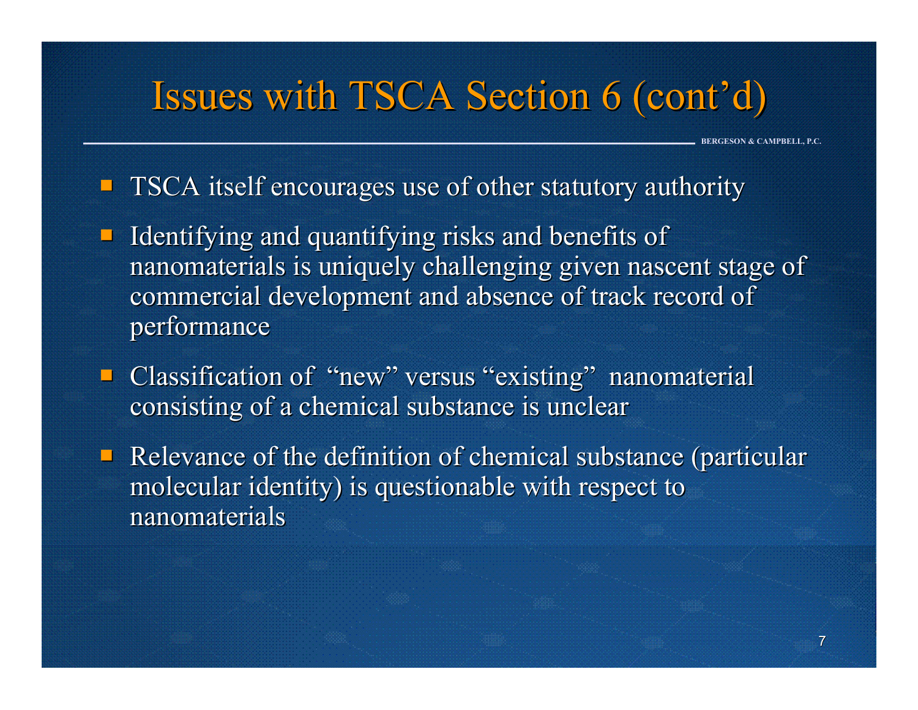# Issues with TSCA Section 6 (cont'd)

- TSCA itself encourages use of other statutory authority
- Identifying and quantifying risks and benefits of nanomaterials is uniquely challenging given nascent stage of commercial development and absence of track record of performance
- Classification of "new" versus "existing" nanomaterial consisting of a chemical substance is unclear
- Relevance of the definition of chemical substance (particular molecular identity) is questionable with respect to nanomaterials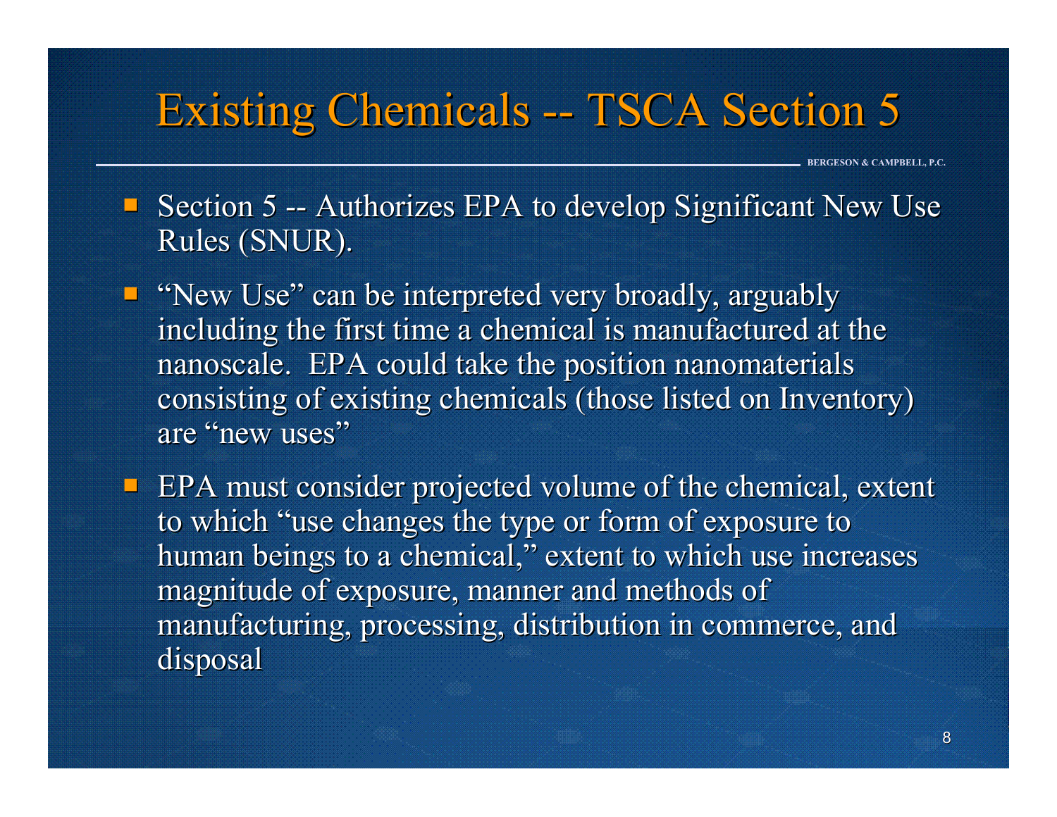# Existing Chemicals -- TSCA Section 5

- Section 5 -- Authorizes EPA to develop Significant New Use Rules (SNUR).
- "New Use" can be interpreted very broadly, arguably including the first time a chemical is manufactured at the nanoscale. EPA could take the position nanomaterials consisting of existing chemicals (those listed on Inventory) are "new uses"
- EPA must consider projected volume of the chemical, extent to which "use changes the type or form of exposure to human beings to a chemical," extent to which use increases magnitude of exposure, manner and methods of manufacturing, processing, distribution in commerce, and disposal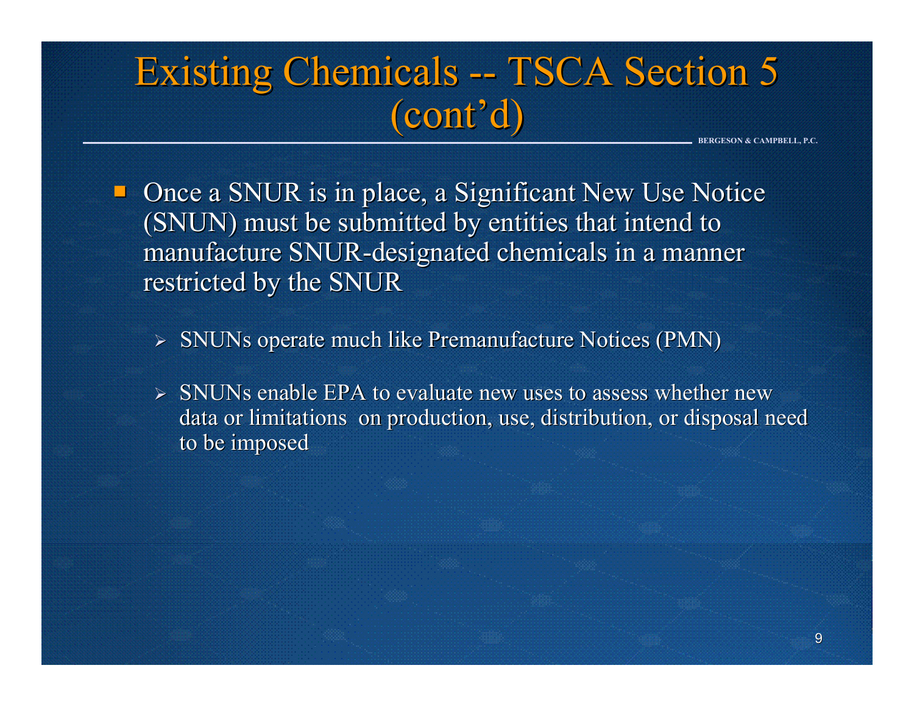# Existing Chemicals -- TSCA Section 5 (cont'd)

- Once a SNUR is in place, a Significant New Use Notice (SNUN) must be submitted by entities that intend to manufacture SNUR-designated chemicals in a manner restricted by the SNUR
  - SNUNs operate much like Premanufacture Notices (PMN)
  - SNUNs enable EPA to evaluate new uses to assess whether new data or limitations on production, use, distribution, or disposal need to be imposed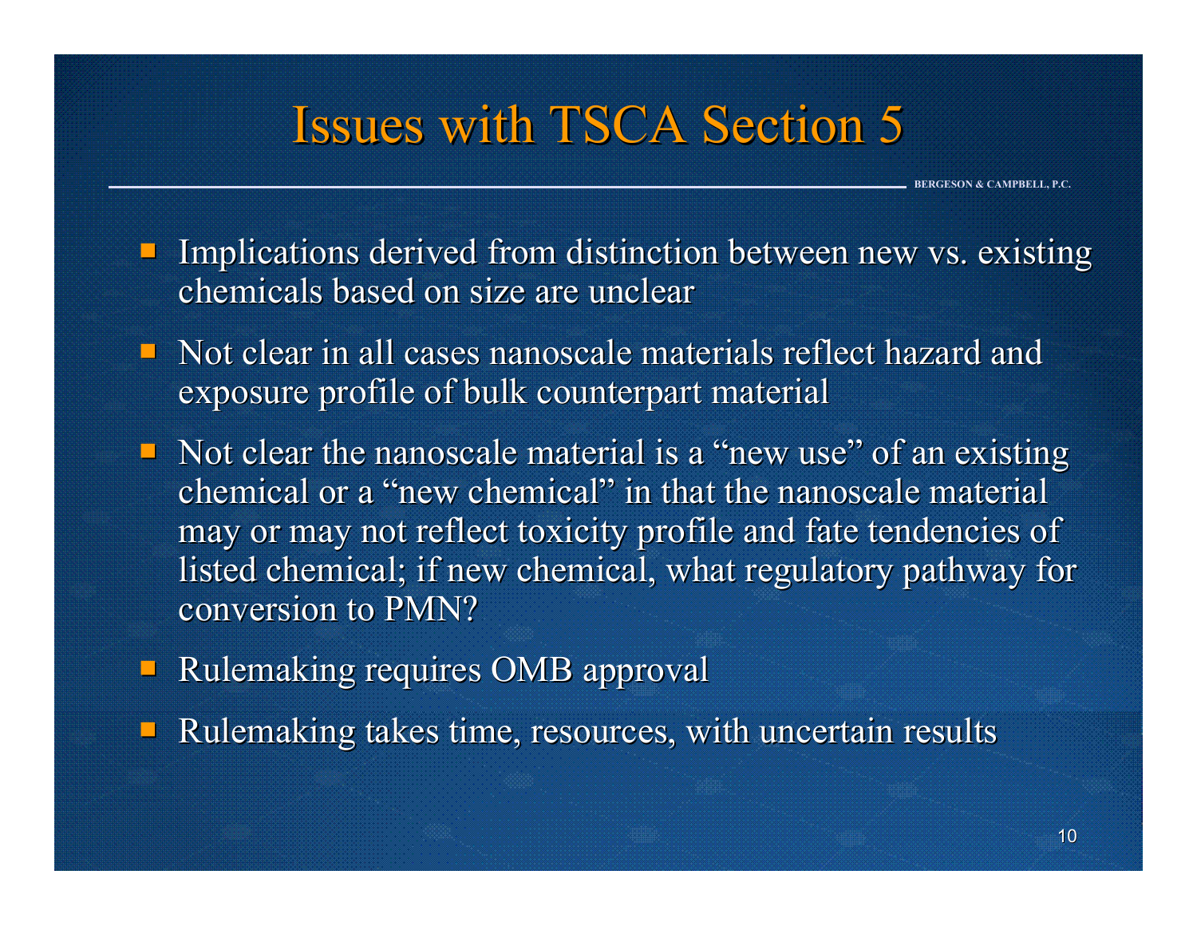# Issues with TSCA Section 5

- Implications derived from distinction between new vs. existing chemicals based on size are unclear
- Not clear in all cases nanoscale materials reflect hazard and exposure profile of bulk counterpart material
- Not clear the nanoscale material is a "new use" of an existing chemical or a "new chemical" in that the nanoscale material may or may not reflect toxicity profile and fate tendencies of listed chemical; if new chemical, what regulatory pathway for conversion to PMN?
- Rulemaking requires OMB approval
- Rulemaking takes time, resources, with uncertain results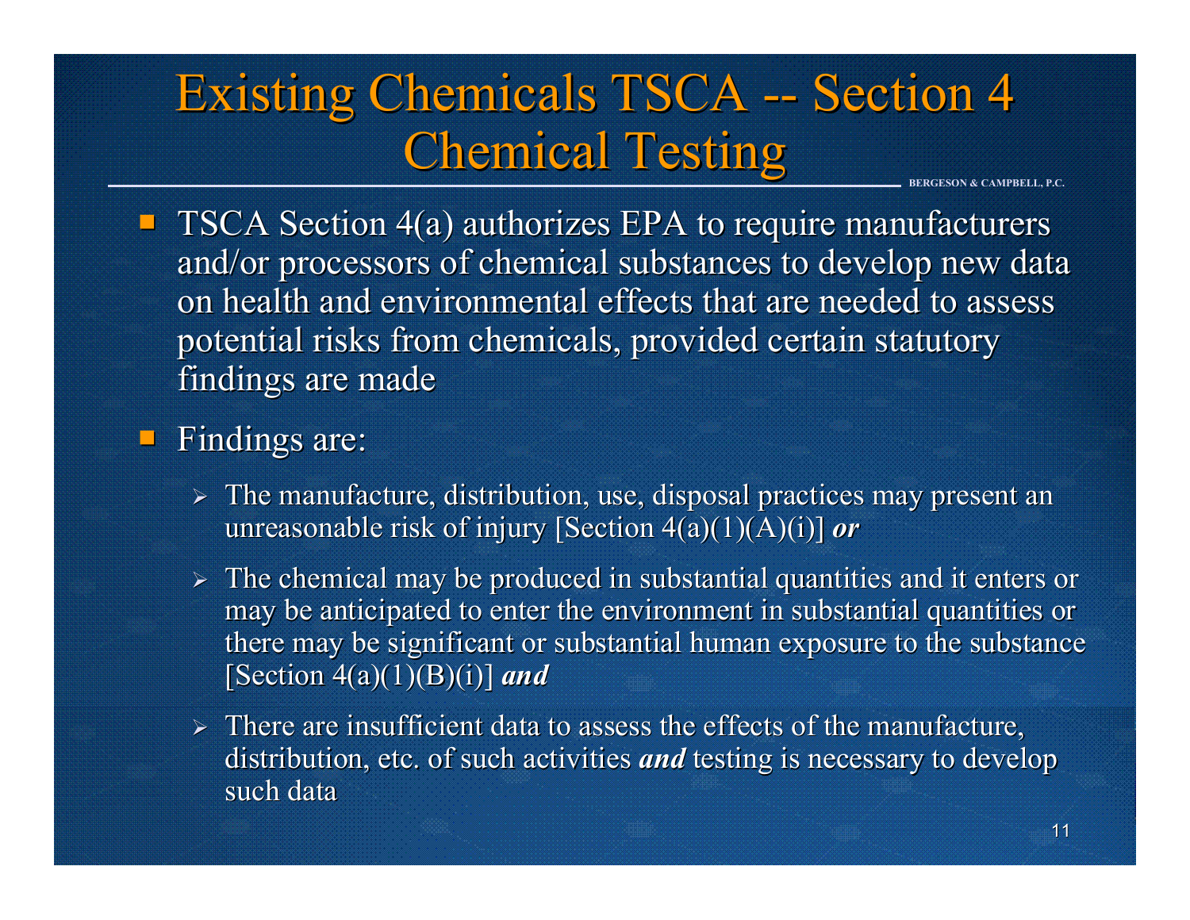# Existing Chemicals TSCA -- Section 4 Chemical Testing

- TSCA Section 4(a) authorizes EPA to require manufacturers and/or processors of chemical substances to develop new data on health and environmental effects that are needed to assess potential risks from chemicals, provided certain statutory findings are made
- Findings are:
  - The manufacture, distribution, use, disposal practices may present an unreasonable risk of injury [Section 4(a)(1)(A)(i)] ***or***
  - The chemical may be produced in substantial quantities and it enters or may be anticipated to enter the environment in substantial quantities or there may be significant or substantial human exposure to the substance [Section 4(a)(1)(B)(i)] ***and***
  - There are insufficient data to assess the effects of the manufacture, distribution, etc. of such activities ***and*** testing is necessary to develop such data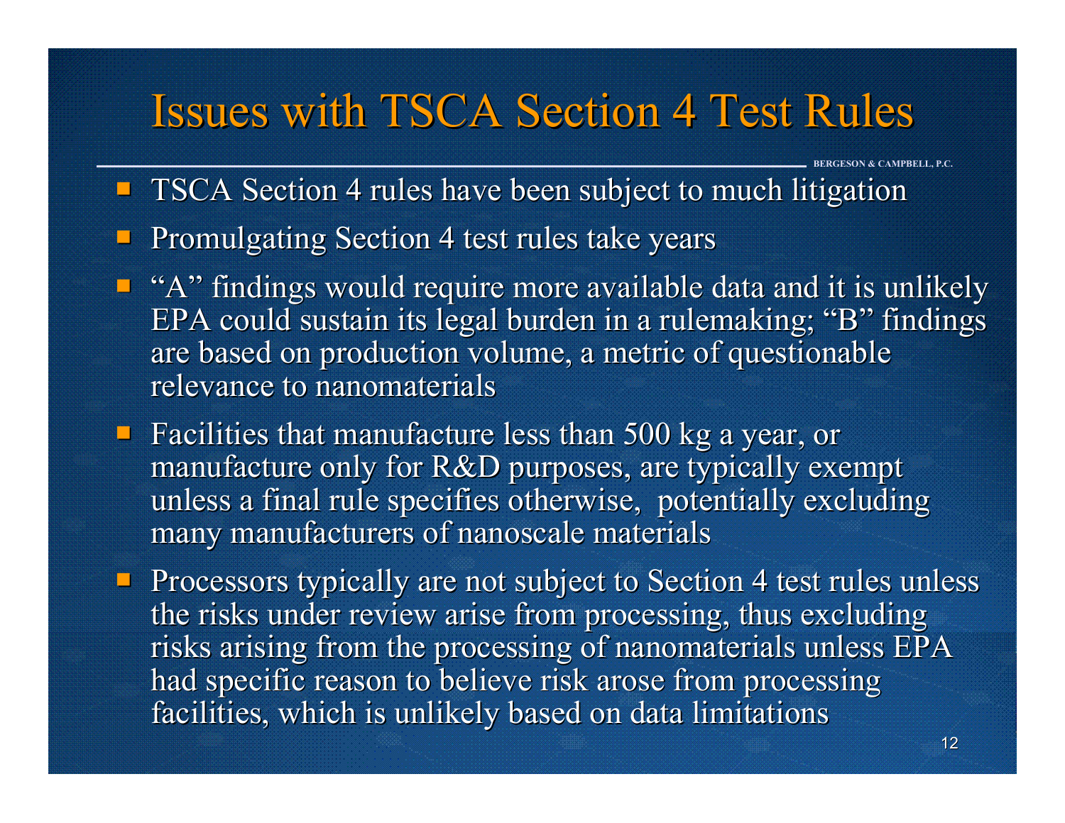# Issues with TSCA Section 4 Test Rules

- TSCA Section 4 rules have been subject to much litigation
- Promulgating Section 4 test rules take years
- "A" findings would require more available data and it is unlikely EPA could sustain its legal burden in a rulemaking; "B" findings are based on production volume, a metric of questionable relevance to nanomaterials
- Facilities that manufacture less than 500 kg a year, or manufacture only for R&D purposes, are typically exempt unless a final rule specifies otherwise, potentially excluding many manufacturers of nanoscale materials
- Processors typically are not subject to Section 4 test rules unless the risks under review arise from processing, thus excluding risks arising from the processing of nanomaterials unless EPA had specific reason to believe risk arose from processing facilities, which is unlikely based on data limitations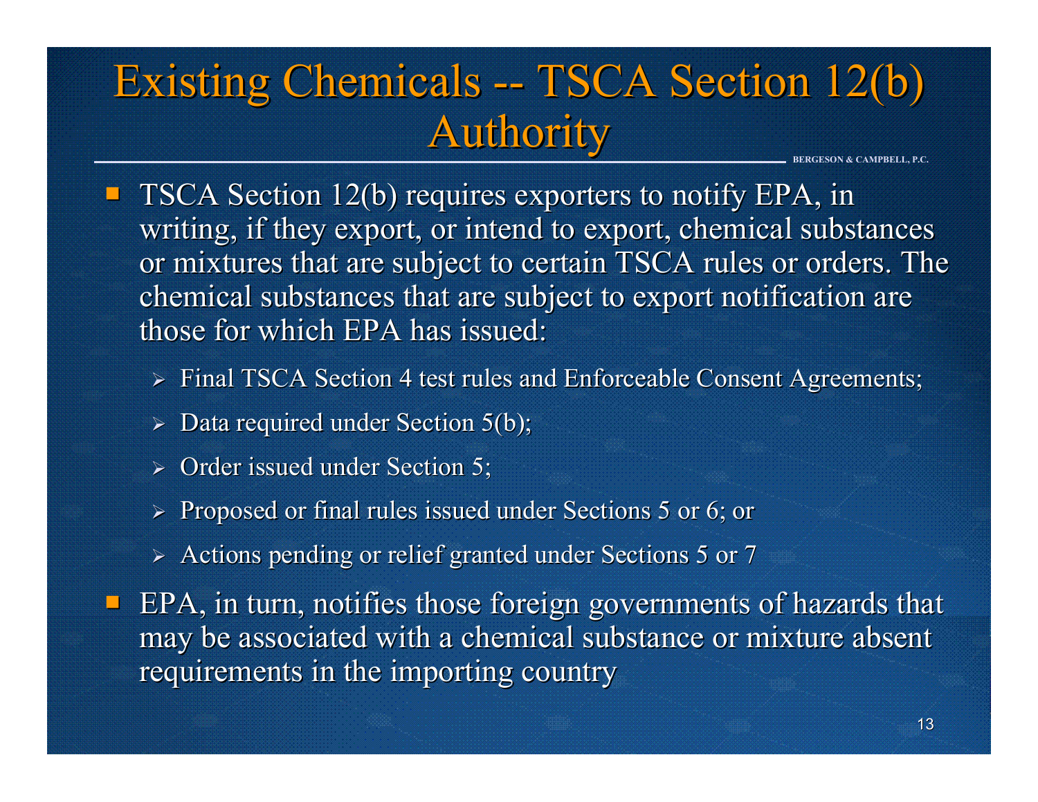# Existing Chemicals -- TSCA Section 12(b) Authority

- TSCA Section 12(b) requires exporters to notify EPA, in writing, if they export, or intend to export, chemical substances or mixtures that are subject to certain TSCA rules or orders. The chemical substances that are subject to export notification are those for which EPA has issued:
  - Final TSCA Section 4 test rules and Enforceable Consent Agreements;
  - Data required under Section 5(b);
  - Order issued under Section 5;
  - Proposed or final rules issued under Sections 5 or 6; or
  - Actions pending or relief granted under Sections 5 or 7
- EPA, in turn, notifies those foreign governments of hazards that may be associated with a chemical substance or mixture absent requirements in the importing country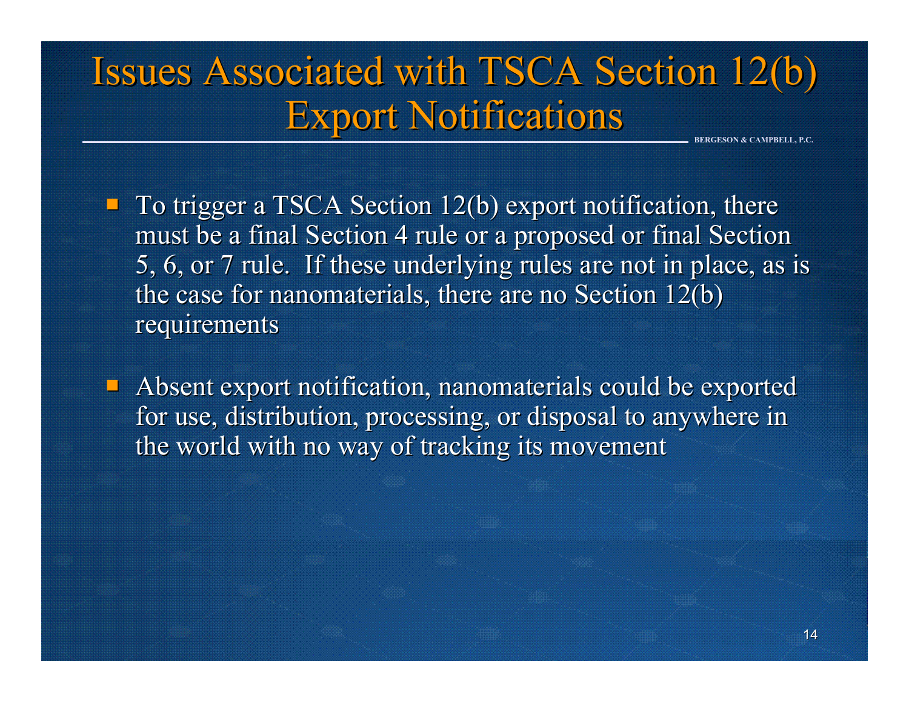# Issues Associated with TSCA Section 12(b) Export Notifications

- To trigger a TSCA Section 12(b) export notification, there must be a final Section 4 rule or a proposed or final Section 5, 6, or 7 rule. If these underlying rules are not in place, as is the case for nanomaterials, there are no Section 12(b) requirements

- Absent export notification, nanomaterials could be exported for use, distribution, processing, or disposal to anywhere in the world with no way of tracking its movement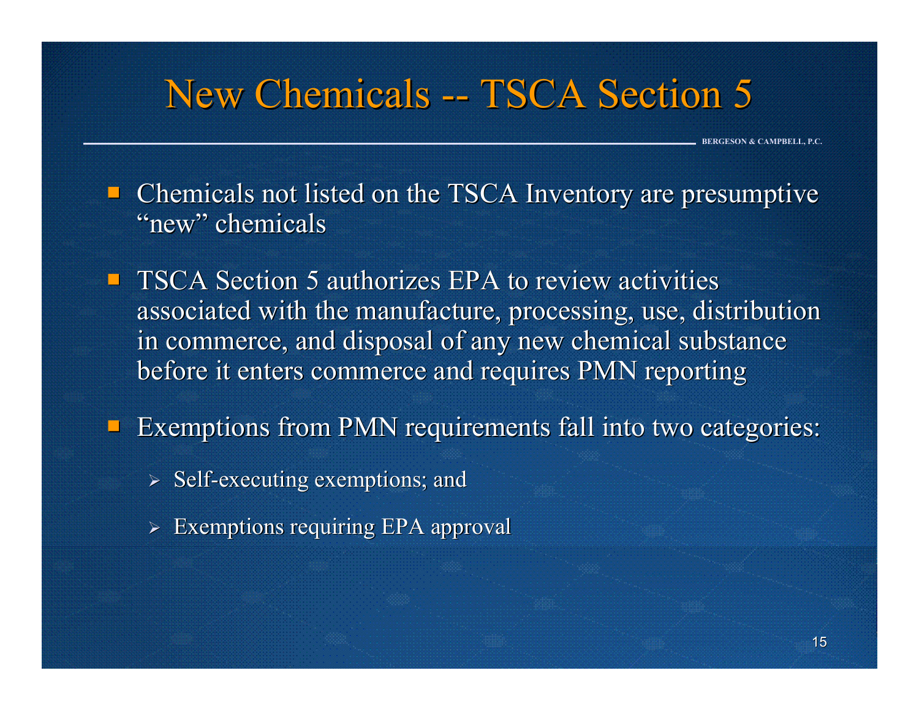# New Chemicals -- TSCA Section 5

- Chemicals not listed on the TSCA Inventory are presumptive "new" chemicals
- TSCA Section 5 authorizes EPA to review activities associated with the manufacture, processing, use, distribution in commerce, and disposal of any new chemical substance before it enters commerce and requires PMN reporting
- Exemptions from PMN requirements fall into two categories:
  - Self-executing exemptions; and
  - Exemptions requiring EPA approval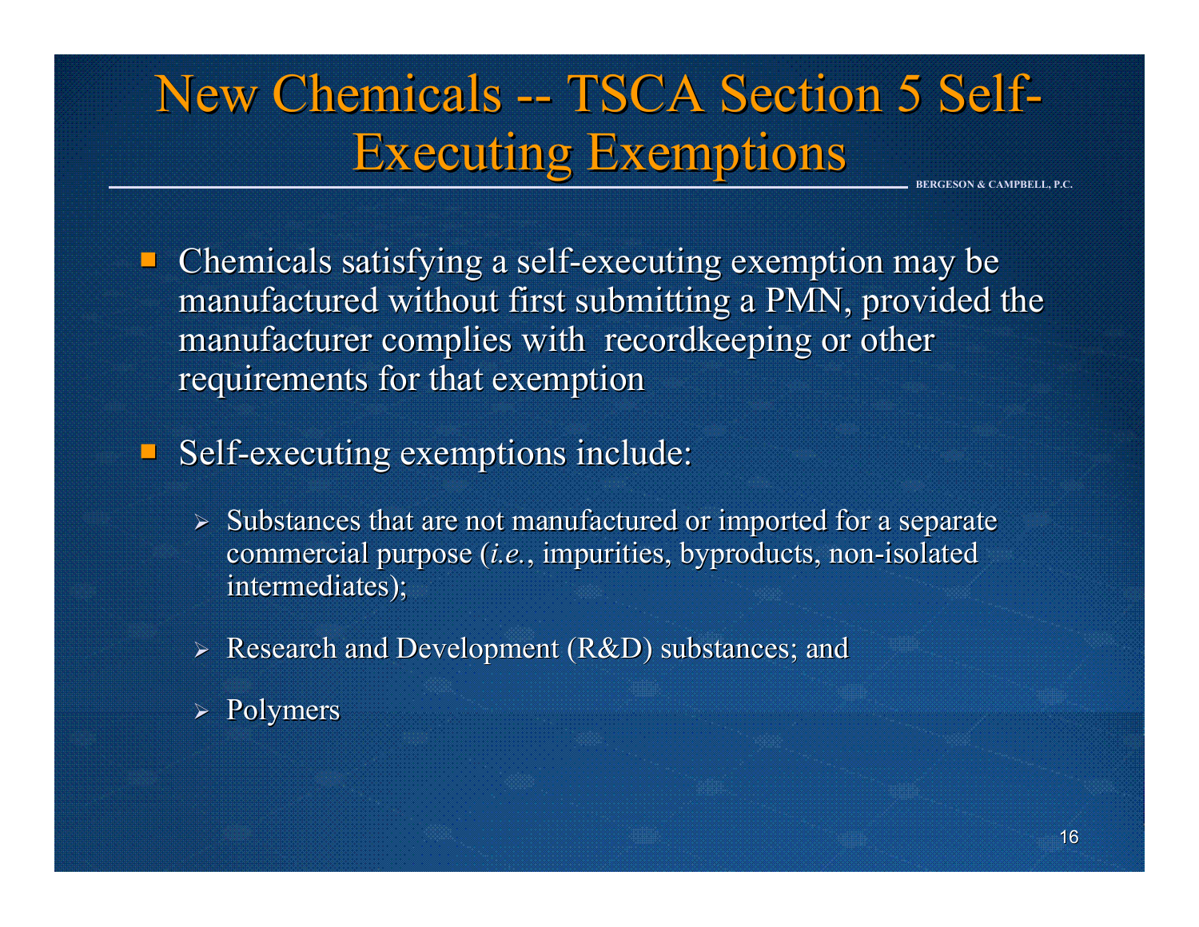# New Chemicals -- TSCA Section 5 Self-Executing Exemptions

- Chemicals satisfying a self-executing exemption may be manufactured without first submitting a PMN, provided the manufacturer complies with recordkeeping or other requirements for that exemption

- Self-executing exemptions include:

  - Substances that are not manufactured or imported for a separate commercial purpose (*i.e.*, impurities, byproducts, non-isolated intermediates);

  - Research and Development (R&D) substances; and

  - Polymers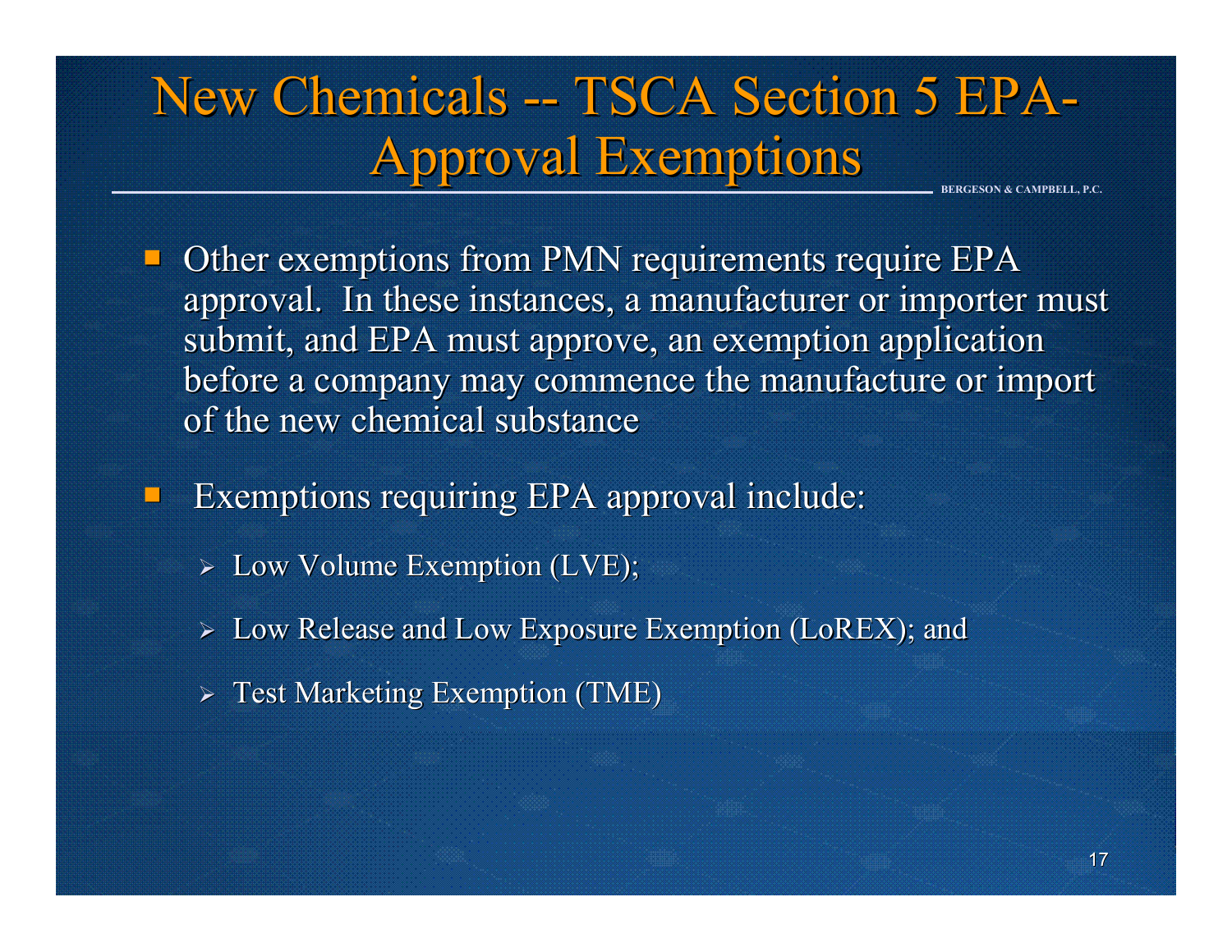# New Chemicals -- TSCA Section 5 EPA-Approval Exemptions

- Other exemptions from PMN requirements require EPA approval. In these instances, a manufacturer or importer must submit, and EPA must approve, an exemption application before a company may commence the manufacture or import of the new chemical substance

- Exemptions requiring EPA approval include:
  - Low Volume Exemption (LVE);
  - Low Release and Low Exposure Exemption (LoREX); and
  - Test Marketing Exemption (TME)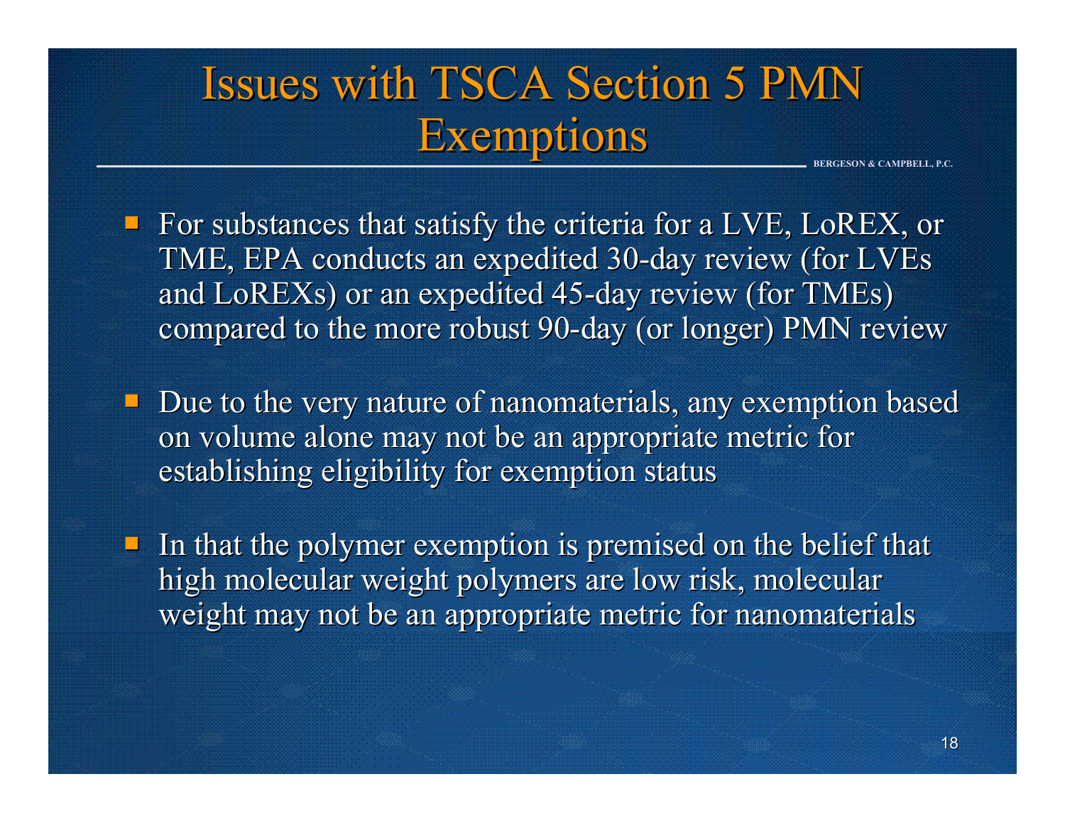# Issues with TSCA Section 5 PMN Exemptions

- For substances that satisfy the criteria for a LVE, LoREX, or TME, EPA conducts an expedited 30-day review (for LVEs and LoREXs) or an expedited 45-day review (for TMEs) compared to the more robust 90-day (or longer) PMN review
- Due to the very nature of nanomaterials, any exemption based on volume alone may not be an appropriate metric for establishing eligibility for exemption status
- In that the polymer exemption is premised on the belief that high molecular weight polymers are low risk, molecular weight may not be an appropriate metric for nanomaterials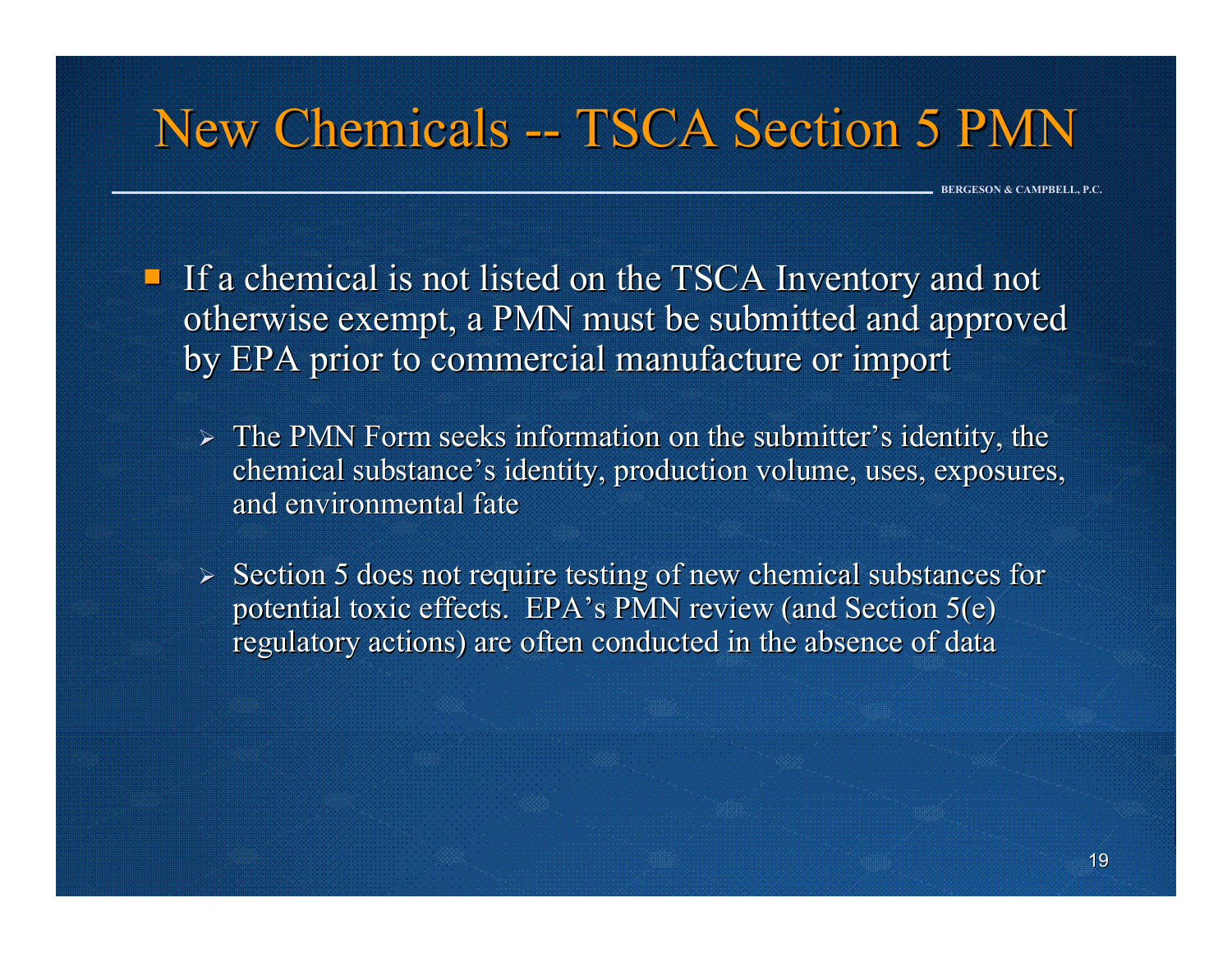# New Chemicals -- TSCA Section 5 PMN

- If a chemical is not listed on the TSCA Inventory and not otherwise exempt, a PMN must be submitted and approved by EPA prior to commercial manufacture or import
  - The PMN Form seeks information on the submitter's identity, the chemical substance's identity, production volume, uses, exposures, and environmental fate
  - Section 5 does not require testing of new chemical substances for potential toxic effects. EPA's PMN review (and Section 5(e) regulatory actions) are often conducted in the absence of data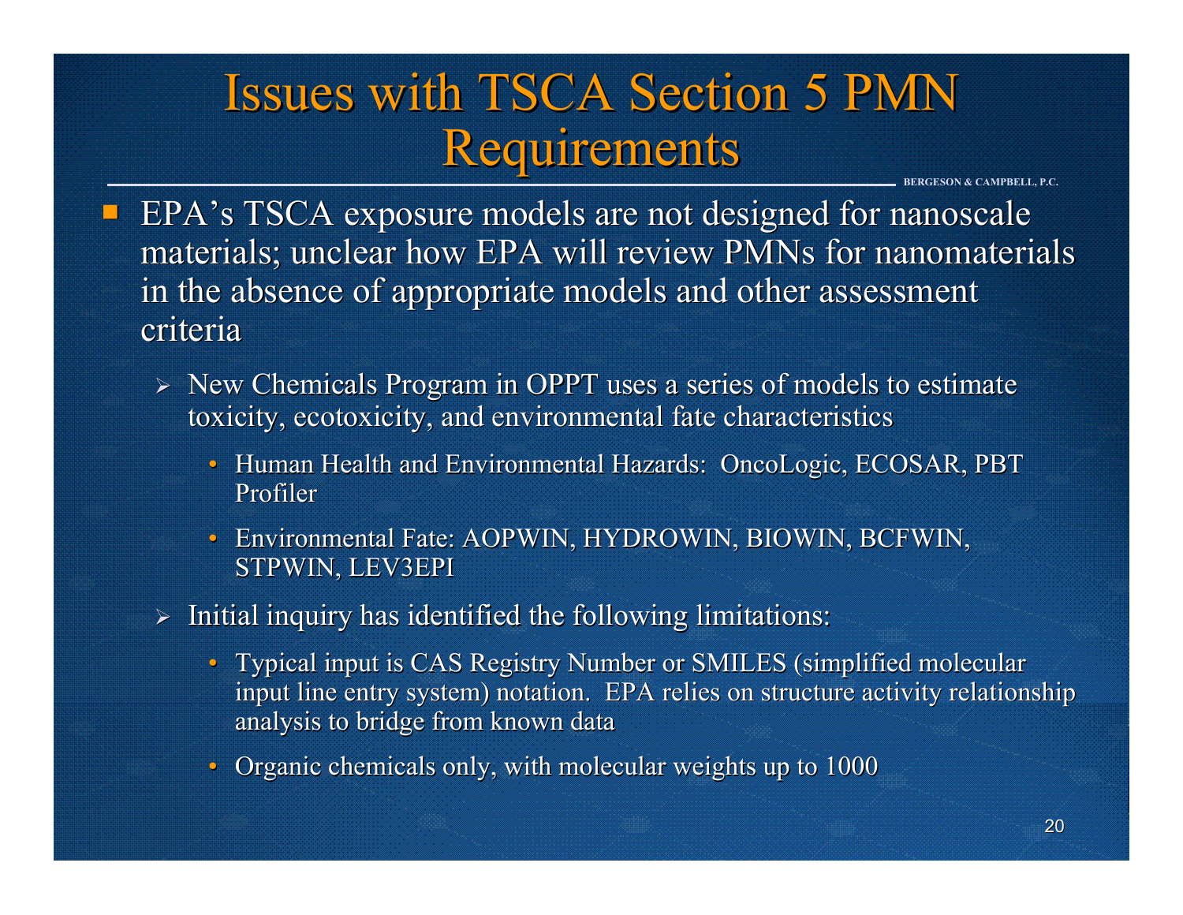# Issues with TSCA Section 5 PMN Requirements

BERGESON & CAMPBELL, P.C.

- EPA's TSCA exposure models are not designed for nanoscale materials; unclear how EPA will review PMNs for nanomaterials in the absence of appropriate models and other assessment criteria
  - New Chemicals Program in OPPT uses a series of models to estimate toxicity, ecotoxicity, and environmental fate characteristics
    - Human Health and Environmental Hazards: OncoLogic, ECOSAR, PBT Profiler
    - Environmental Fate: AOPWIN, HYDROWIN, BIOWIN, BCFWIN, STPWIN, LEV3EPI
  - Initial inquiry has identified the following limitations:
    - Typical input is CAS Registry Number or SMILES (simplified molecular input line entry system) notation. EPA relies on structure activity relationship analysis to bridge from known data
    - Organic chemicals only, with molecular weights up to 1000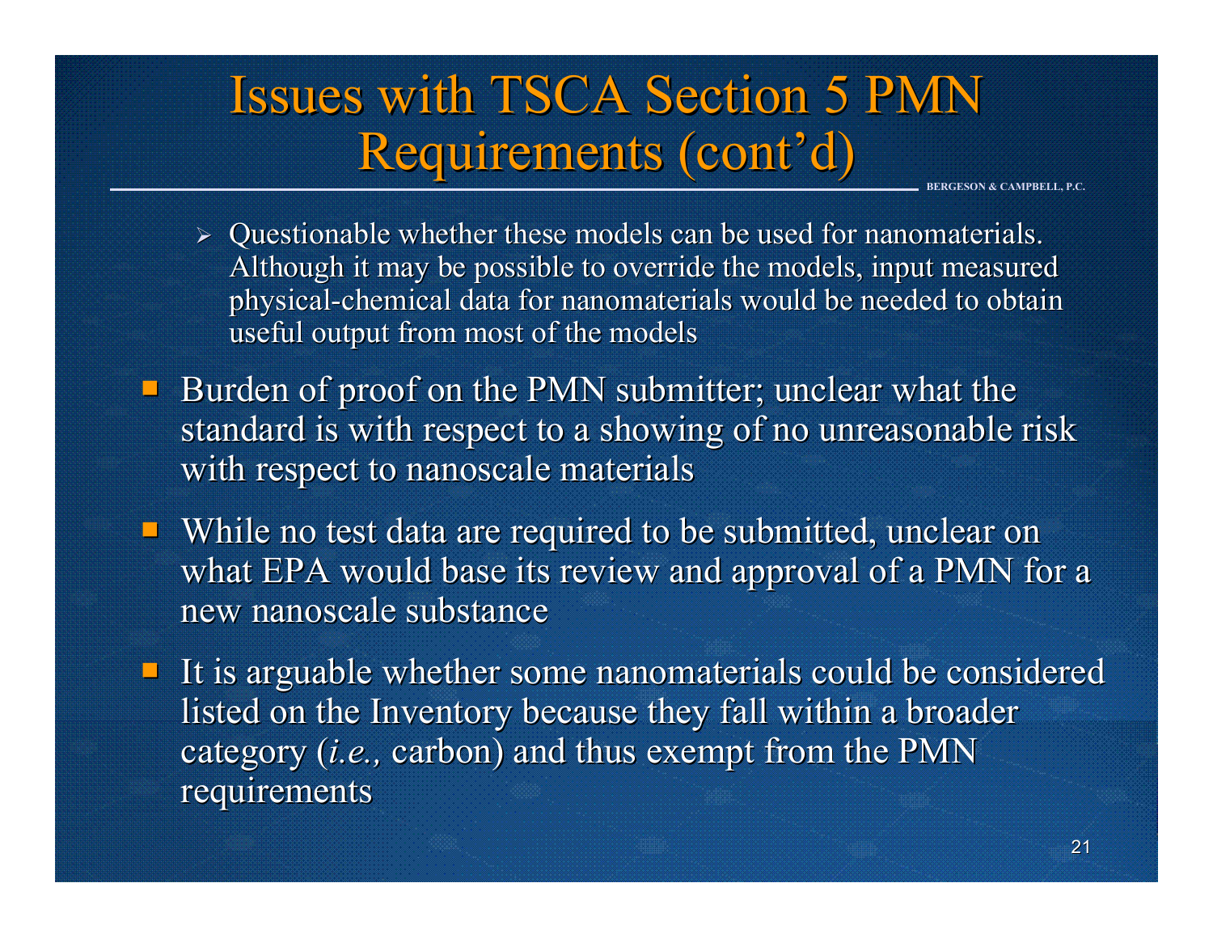# Issues with TSCA Section 5 PMN Requirements (cont'd)

  - Questionable whether these models can be used for nanomaterials. Although it may be possible to override the models, input measured physical-chemical data for nanomaterials would be needed to obtain useful output from most of the models

- Burden of proof on the PMN submitter; unclear what the standard is with respect to a showing of no unreasonable risk with respect to nanoscale materials
- While no test data are required to be submitted, unclear on what EPA would base its review and approval of a PMN for a new nanoscale substance
- It is arguable whether some nanomaterials could be considered listed on the Inventory because they fall within a broader category (*i.e.,* carbon) and thus exempt from the PMN requirements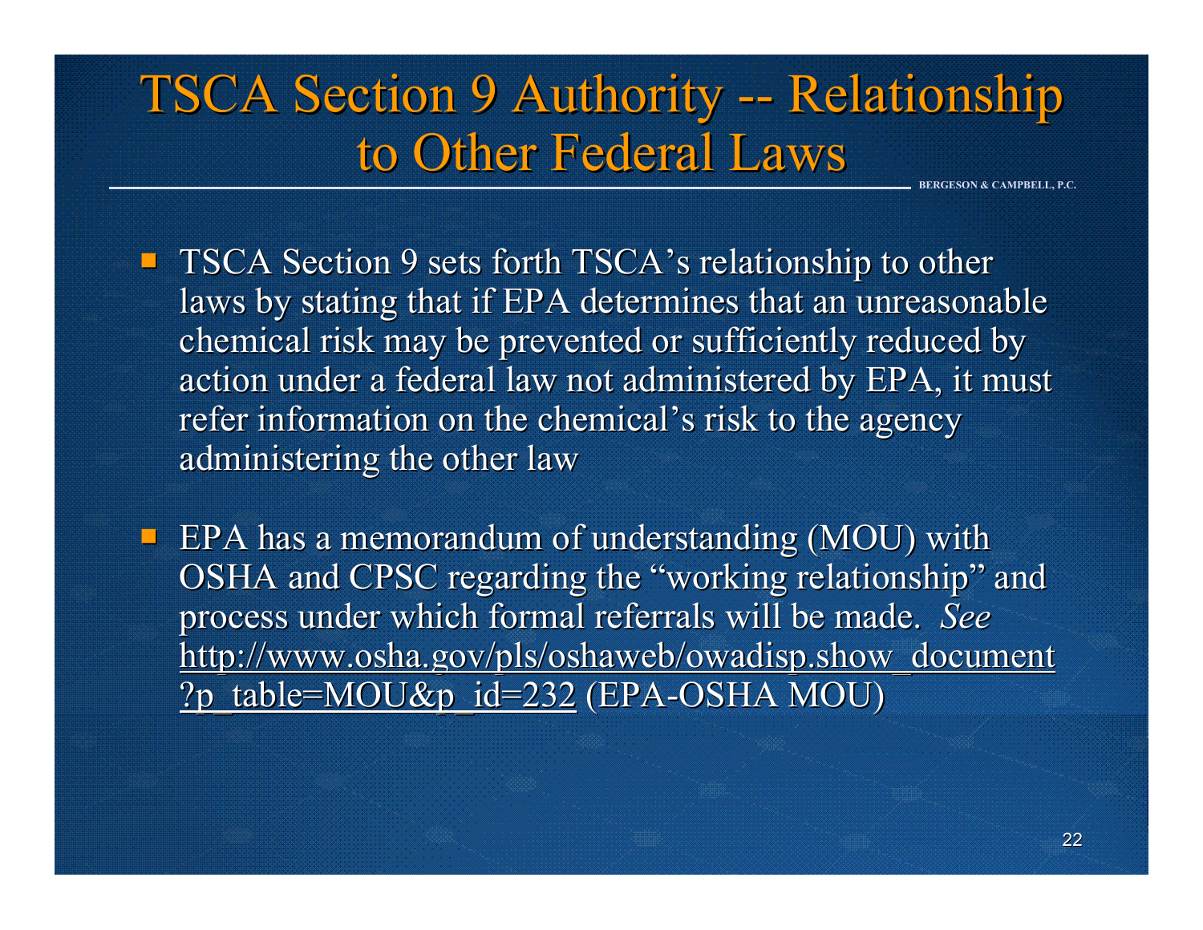# TSCA Section 9 Authority -- Relationship to Other Federal Laws

- TSCA Section 9 sets forth TSCA's relationship to other laws by stating that if EPA determines that an unreasonable chemical risk may be prevented or sufficiently reduced by action under a federal law not administered by EPA, it must refer information on the chemical's risk to the agency administering the other law

- EPA has a memorandum of understanding (MOU) with OSHA and CPSC regarding the "working relationship" and process under which formal referrals will be made. *See* http://www.osha.gov/pls/oshaweb/owadisp.show_document?p_table=MOU&p_id=232 (EPA-OSHA MOU)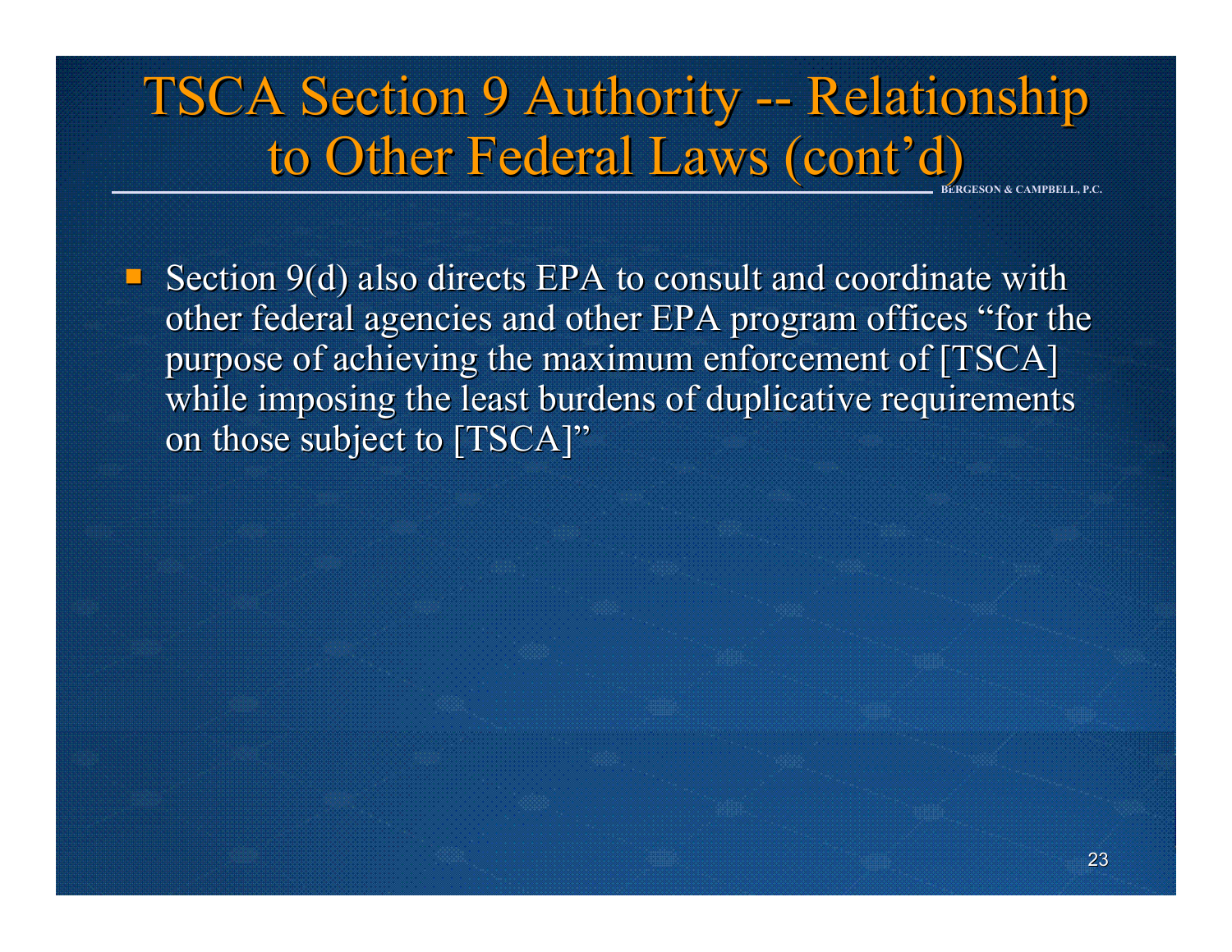# TSCA Section 9 Authority -- Relationship to Other Federal Laws (cont'd)

- Section 9(d) also directs EPA to consult and coordinate with other federal agencies and other EPA program offices "for the purpose of achieving the maximum enforcement of [TSCA] while imposing the least burdens of duplicative requirements on those subject to [TSCA]"